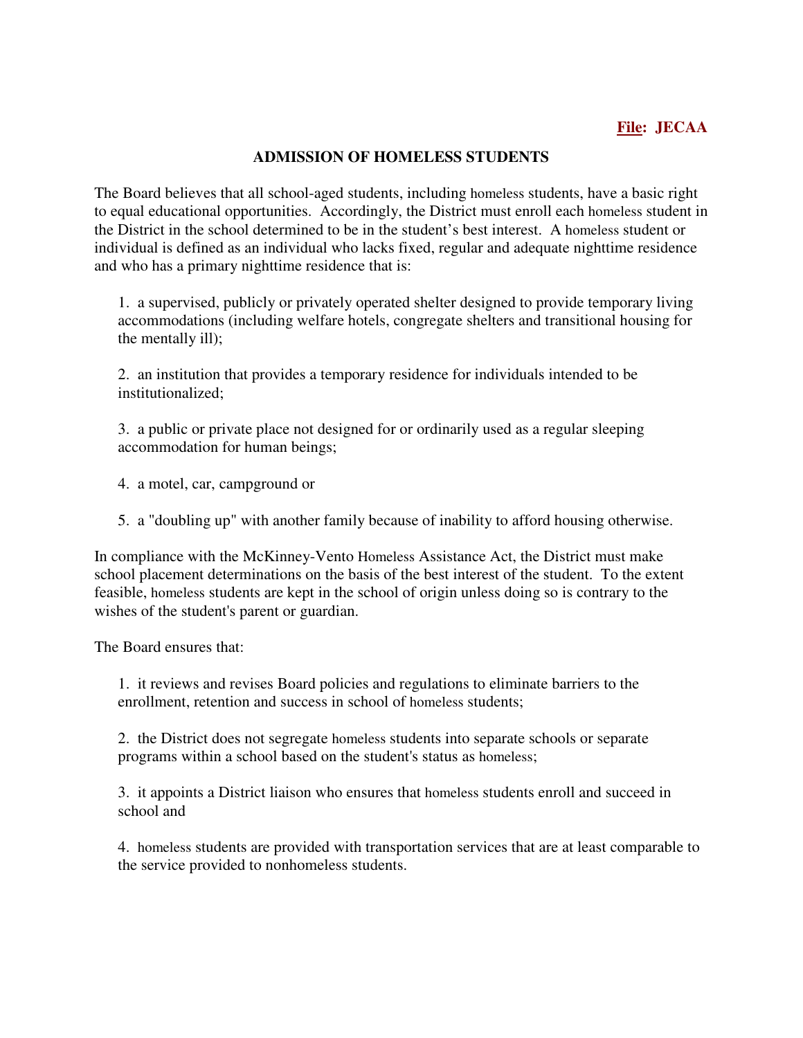**File: JECAA**

# ADMISSION OF HOMELESS STUDENTS

The Board believes that all school-aged students, including homeless students, have a basic right to equal educational opportunities. Accordingly, the District must enroll each homeless student in the District in the school determined to be in the student's best interest. A homeless student or individual is defined as an individual who lacks fixed, regular and adequate nighttime residence and who has a primary nighttime residence that is:

1. a supervised, publicly or privately operated shelter designed to provide temporary living accommodations (including welfare hotels, congregate shelters and transitional housing for the mentally ill);

2. an institution that provides a temporary residence for individuals intended to be institutionalized;

3. a public or private place not designed for or ordinarily used as a regular sleeping accommodation for human beings;

4. a motel, car, campground or

5. a "doubling up" with another family because of inability to afford housing otherwise.

In compliance with the McKinney-Vento Homeless Assistance Act, the District must make school placement determinations on the basis of the best interest of the student. To the extent feasible, homeless students are kept in the school of origin unless doing so is contrary to the wishes of the student's parent or guardian.

The Board ensures that:

1. it reviews and revises Board policies and regulations to eliminate barriers to the enrollment, retention and success in school of homeless students;

2. the District does not segregate homeless students into separate schools or separate programs within a school based on the student's status as homeless;

3. it appoints a District liaison who ensures that homeless students enroll and succeed in school and

4. homeless students are provided with transportation services that are at least comparable to the service provided to nonhomeless students.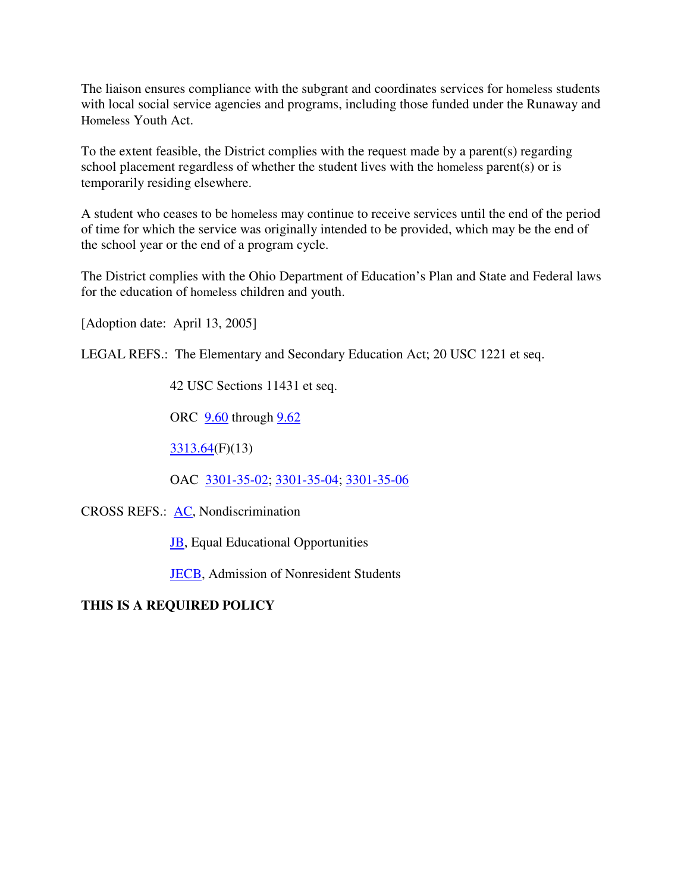The liaison ensures compliance with the subgrant and coordinates services for homeless students with local social service agencies and programs, including those funded under the Runaway and Homeless Youth Act.

To the extent feasible, the District complies with the request made by a parent(s) regarding school placement regardless of whether the student lives with the homeless parent(s) or is temporarily residing elsewhere.

A student who ceases to be homeless may continue to receive services until the end of the period of time for which the service was originally intended to be provided, which may be the end of the school year or the end of a program cycle.

The District complies with the Ohio Department of Education's Plan and State and Federal laws for the education of homeless children and youth.

[Adoption date: April 13, 2005]

LEGAL REFS.: The Elementary and Secondary Education Act; 20 USC 1221 et seq.

42 USC Sections 11431 et seq.

ORC 9.60 through 9.62

3313.64(F)(13)

OAC 3301-35-02; 3301-35-04; 3301-35-06

CROSS REFS.: AC, Nondiscrimination

JB, Equal Educational Opportunities

JECB, Admission of Nonresident Students

**THIS IS A REQUIRED POLICY**